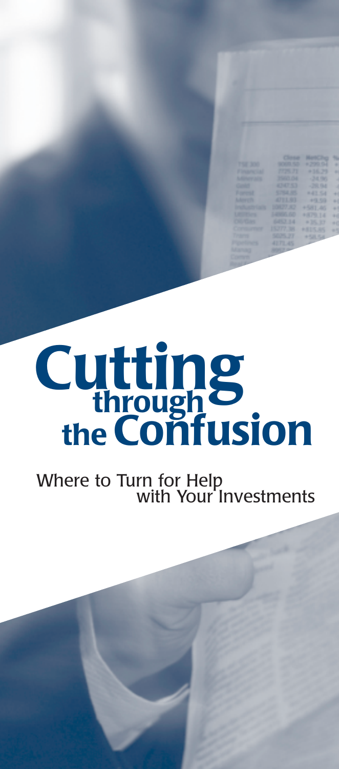# Cutting through the Confusion

## Where to Turn for Help with Your Investments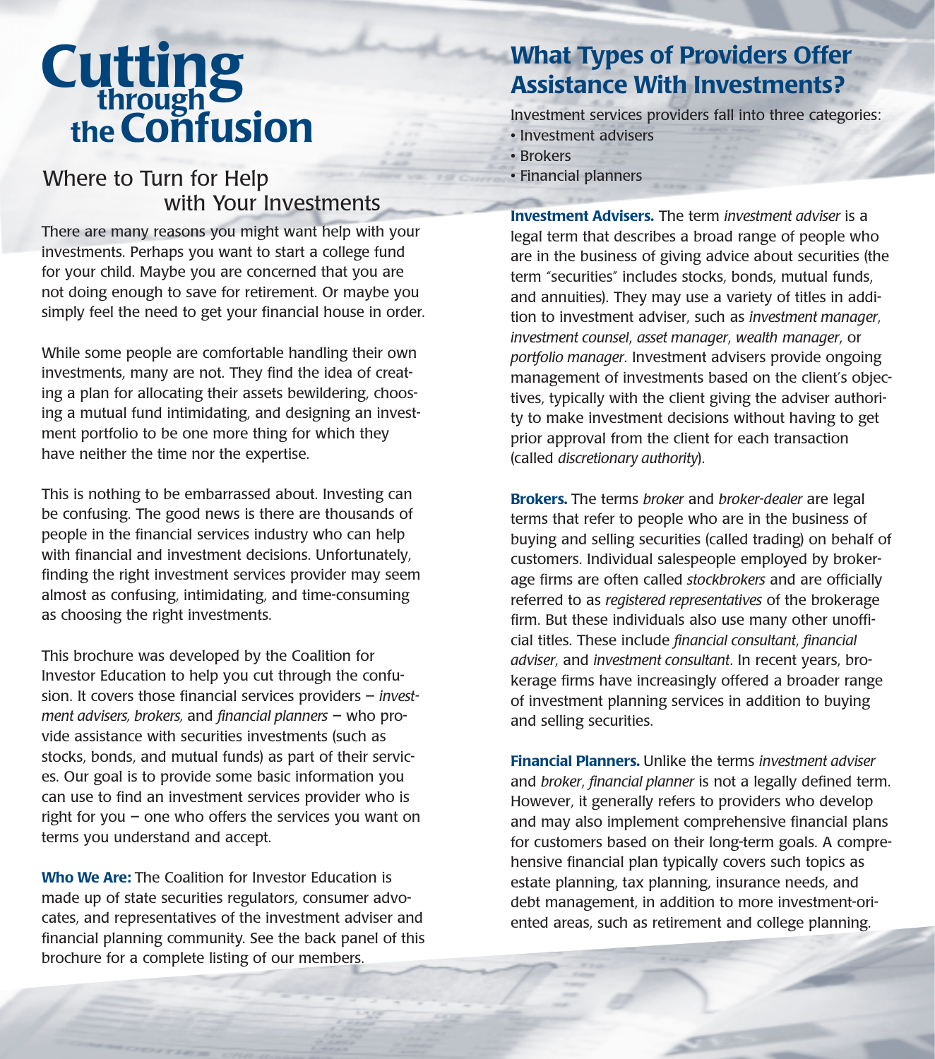# Cutting through the Confusion

## Where to Turn for Help with Your Investments

There are many reasons you might want help with your investments. Perhaps you want to start a college fund for your child. Maybe you are concerned that you are not doing enough to save for retirement. Or maybe you simply feel the need to get your financial house in order.

While some people are comfortable handling their own investments, many are not. They find the idea of creating a plan for allocating their assets bewildering, choosing a mutual fund intimidating, and designing an investment portfolio to be one more thing for which they have neither the time nor the expertise.

This is nothing to be embarrassed about. Investing can be confusing. The good news is there are thousands of people in the financial services industry who can help with financial and investment decisions. Unfortunately, finding the right investment services provider may seem almost as confusing, intimidating, and time-consuming as choosing the right investments.

This brochure was developed by the Coalition for Investor Education to help you cut through the confusion. It covers those financial services providers – *investment advisers, brokers,* and *financial planners* – who provide assistance with securities investments (such as stocks, bonds, and mutual funds) as part of their services. Our goal is to provide some basic information you can use to find an investment services provider who is right for you – one who offers the services you want on terms you understand and accept.

**Who We Are:** The Coalition for Investor Education is made up of state securities regulators, consumer advocates, and representatives of the investment adviser and financial planning community. See the back panel of this brochure for a complete listing of our members.

## What Types of Providers Offer Assistance With Investments?

Investment services providers fall into three categories:

- Investment advisers
- Brokers
- Financial planners

**Investment Advisers.** The term *investment adviser* is a legal term that describes a broad range of people who are in the business of giving advice about securities (the term "securities" includes stocks, bonds, mutual funds, and annuities). They may use a variety of titles in addition to investment adviser, such as *investment manager*, *investment counsel*, *asset manager*, *wealth manager*, or *portfolio manager*. Investment advisers provide ongoing management of investments based on the client's objectives, typically with the client giving the adviser authority to make investment decisions without having to get prior approval from the client for each transaction (called *discretionary authority*).

**Brokers.** The terms *broker* and *broker-dealer* are legal terms that refer to people who are in the business of buying and selling securities (called trading) on behalf of customers. Individual salespeople employed by brokerage firms are often called *stockbrokers* and are officially referred to as *registered representatives* of the brokerage firm. But these individuals also use many other unofficial titles. These include *financial consultant*, *financial adviser*, and *investment consultant*. In recent years, brokerage firms have increasingly offered a broader range of investment planning services in addition to buying and selling securities.

**Financial Planners.** Unlike the terms *investment adviser* and *broker*, *financial planner* is not a legally defined term. However, it generally refers to providers who develop and may also implement comprehensive financial plans for customers based on their long-term goals. A comprehensive financial plan typically covers such topics as estate planning, tax planning, insurance needs, and debt management, in addition to more investment-oriented areas, such as retirement and college planning.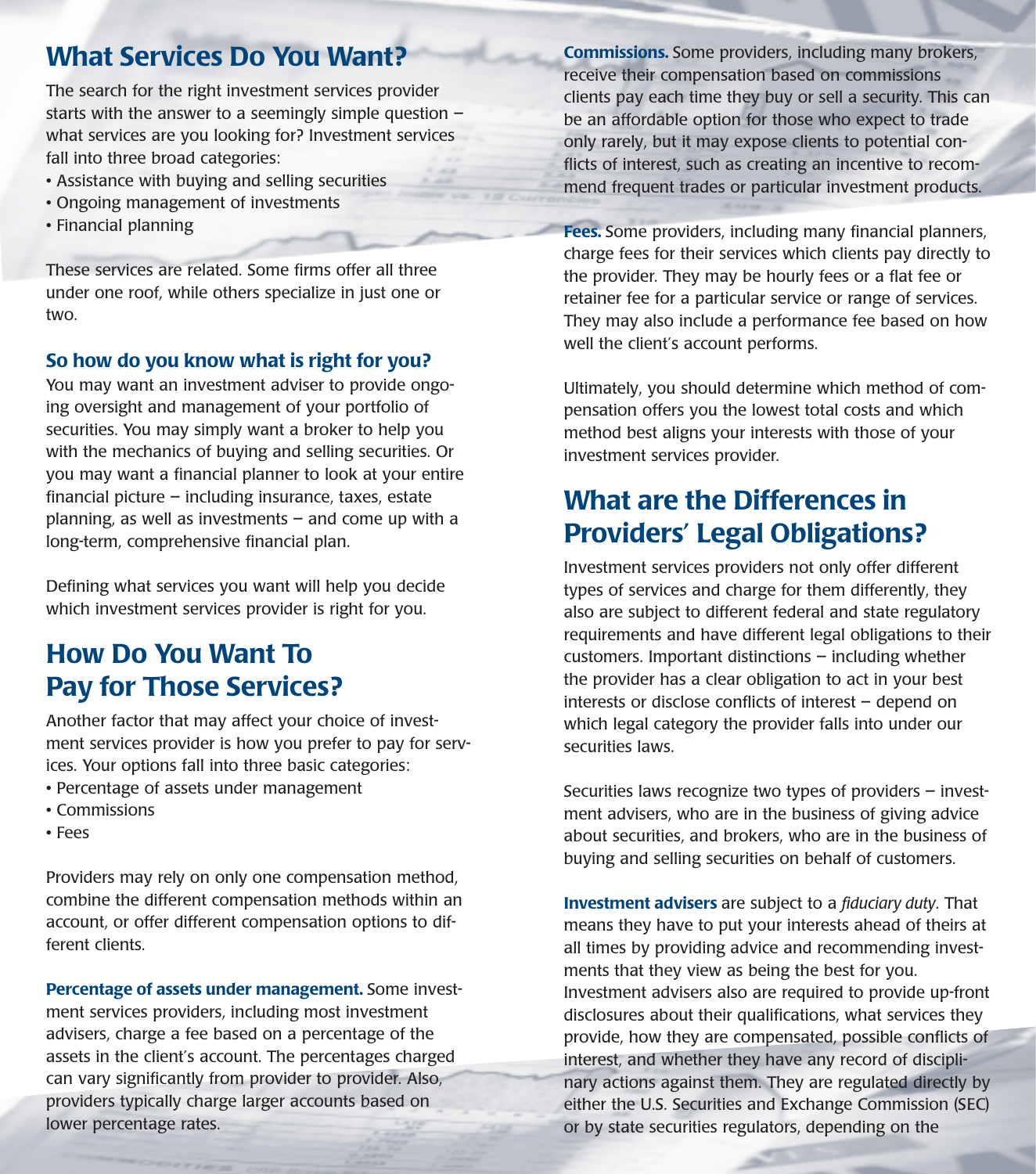## What Services Do You Want?

The search for the right investment services provider starts with the answer to a seemingly simple question – what services are you looking for? Investment services fall into three broad categories:

- Assistance with buying and selling securities
- Ongoing management of investments
- Financial planning

These services are related. Some firms offer all three under one roof, while others specialize in just one or two.

### So how do you know what is right for you?

You may want an investment adviser to provide ongoing oversight and management of your portfolio of securities. You may simply want a broker to help you with the mechanics of buying and selling securities. Or you may want a financial planner to look at your entire financial picture – including insurance, taxes, estate planning, as well as investments – and come up with a long-term, comprehensive financial plan.

Defining what services you want will help you decide which investment services provider is right for you.

## How Do You Want To Pay for Those Services?

Another factor that may affect your choice of investment services provider is how you prefer to pay for services. Your options fall into three basic categories:

- Percentage of assets under management
- Commissions
- Fees

Providers may rely on only one compensation method, combine the different compensation methods within an account, or offer different compensation options to different clients.

**Percentage of assets under management.** Some investment services providers, including most investment advisers, charge a fee based on a percentage of the assets in the client's account. The percentages charged can vary significantly from provider to provider. Also, providers typically charge larger accounts based on lower percentage rates.

**Commissions.** Some providers, including many brokers, receive their compensation based on commissions clients pay each time they buy or sell a security. This can be an affordable option for those who expect to trade only rarely, but it may expose clients to potential conflicts of interest, such as creating an incentive to recommend frequent trades or particular investment products.

**Fees.** Some providers, including many financial planners, charge fees for their services which clients pay directly to the provider. They may be hourly fees or a flat fee or retainer fee for a particular service or range of services. They may also include a performance fee based on how well the client's account performs.

Ultimately, you should determine which method of compensation offers you the lowest total costs and which method best aligns your interests with those of your investment services provider.

## What are the Differences in Providers' Legal Obligations?

Investment services providers not only offer different types of services and charge for them differently, they also are subject to different federal and state regulatory requirements and have different legal obligations to their customers. Important distinctions – including whether the provider has a clear obligation to act in your best interests or disclose conflicts of interest – depend on which legal category the provider falls into under our securities laws.

Securities laws recognize two types of providers – investment advisers, who are in the business of giving advice about securities, and brokers, who are in the business of buying and selling securities on behalf of customers.

**Investment advisers** are subject to a *fiduciary duty*. That means they have to put your interests ahead of theirs at all times by providing advice and recommending investments that they view as being the best for you. Investment advisers also are required to provide up-front disclosures about their qualifications, what services they provide, how they are compensated, possible conflicts of interest, and whether they have any record of disciplinary actions against them. They are regulated directly by either the U.S. Securities and Exchange Commission (SEC) or by state securities regulators, depending on the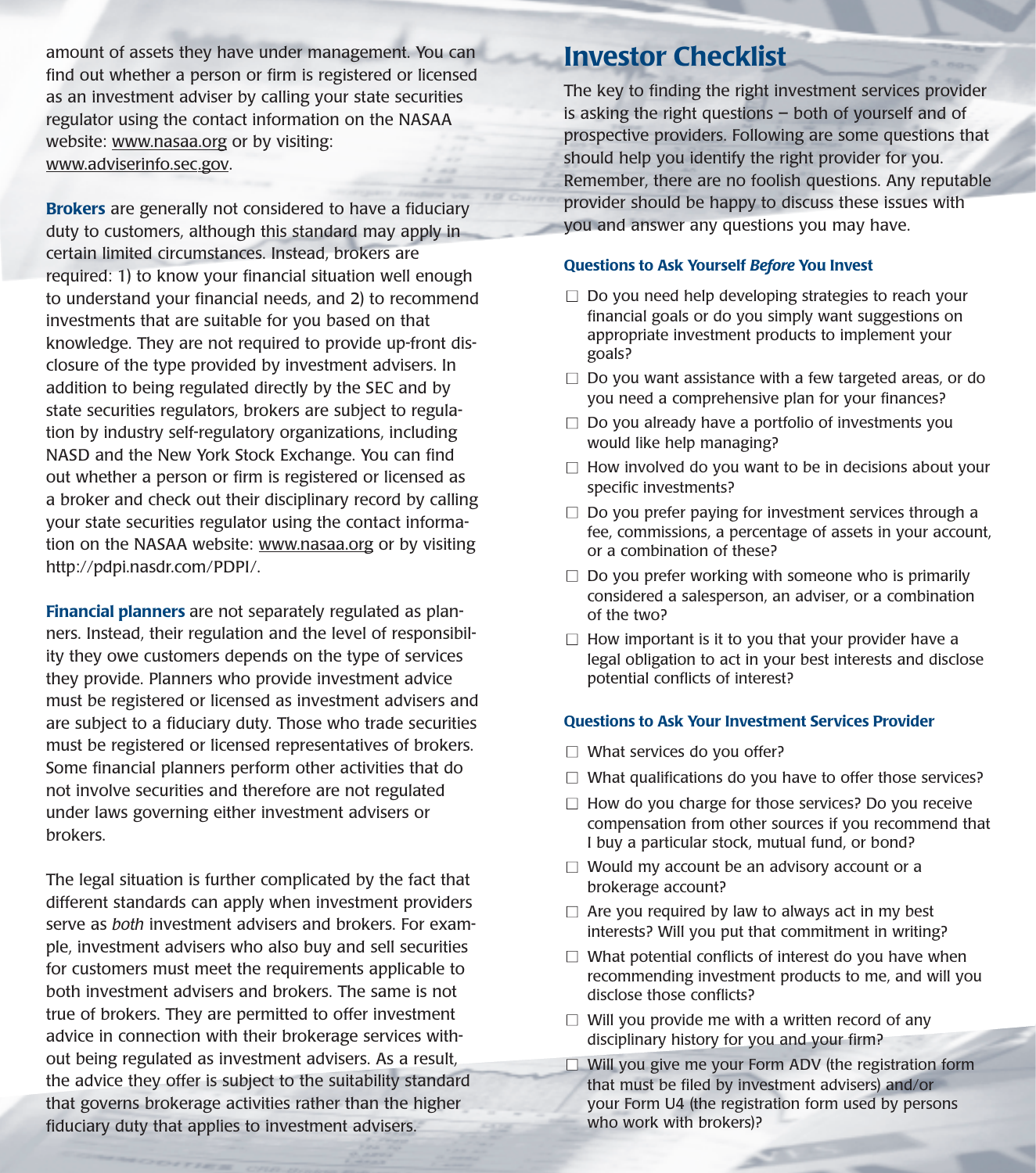amount of assets they have under management. You can find out whether a person or firm is registered or licensed as an investment adviser by calling your state securities regulator using the contact information on the NASAA website: www.nasaa.org or by visiting: www.adviserinfo.sec.gov.

**Brokers** are generally not considered to have a fiduciary duty to customers, although this standard may apply in certain limited circumstances. Instead, brokers are required: 1) to know your financial situation well enough to understand your financial needs, and 2) to recommend investments that are suitable for you based on that knowledge. They are not required to provide up-front disclosure of the type provided by investment advisers. In addition to being regulated directly by the SEC and by state securities regulators, brokers are subject to regulation by industry self-regulatory organizations, including NASD and the New York Stock Exchange. You can find out whether a person or firm is registered or licensed as a broker and check out their disciplinary record by calling your state securities regulator using the contact information on the NASAA website: www.nasaa.org or by visiting http://pdpi.nasdr.com/PDPI/.

**Financial planners** are not separately regulated as planners. Instead, their regulation and the level of responsibility they owe customers depends on the type of services they provide. Planners who provide investment advice must be registered or licensed as investment advisers and are subject to a fiduciary duty. Those who trade securities must be registered or licensed representatives of brokers. Some financial planners perform other activities that do not involve securities and therefore are not regulated under laws governing either investment advisers or brokers.

The legal situation is further complicated by the fact that different standards can apply when investment providers serve as *both* investment advisers and brokers. For example, investment advisers who also buy and sell securities for customers must meet the requirements applicable to both investment advisers and brokers. The same is not true of brokers. They are permitted to offer investment advice in connection with their brokerage services without being regulated as investment advisers. As a result, the advice they offer is subject to the suitability standard that governs brokerage activities rather than the higher fiduciary duty that applies to investment advisers.

# Investor Checklist

The key to finding the right investment services provider is asking the right questions – both of yourself and of prospective providers. Following are some questions that should help you identify the right provider for you. Remember, there are no foolish questions. Any reputable provider should be happy to discuss these issues with you and answer any questions you may have.

### Questions to Ask Yourself *Before* You Invest

- ☐ Do you need help developing strategies to reach your financial goals or do you simply want suggestions on appropriate investment products to implement your goals?
- ☐ Do you want assistance with a few targeted areas, or do you need a comprehensive plan for your finances?
- ☐ Do you already have a portfolio of investments you would like help managing?
- ☐ How involved do you want to be in decisions about your specific investments?
- ☐ Do you prefer paying for investment services through a fee, commissions, a percentage of assets in your account, or a combination of these?
- ☐ Do you prefer working with someone who is primarily considered a salesperson, an adviser, or a combination of the two?
- ☐ How important is it to you that your provider have a legal obligation to act in your best interests and disclose potential conflicts of interest?

### Questions to Ask Your Investment Services Provider

- ☐ What services do you offer?
- ☐ What qualifications do you have to offer those services?
- ☐ How do you charge for those services? Do you receive compensation from other sources if you recommend that I buy a particular stock, mutual fund, or bond?
- ☐ Would my account be an advisory account or a brokerage account?
- ☐ Are you required by law to always act in my best interests? Will you put that commitment in writing?
- ☐ What potential conflicts of interest do you have when recommending investment products to me, and will you disclose those conflicts?
- ☐ Will you provide me with a written record of any disciplinary history for you and your firm?
- ☐ Will you give me your Form ADV (the registration form that must be filed by investment advisers) and/or your Form U4 (the registration form used by persons who work with brokers)?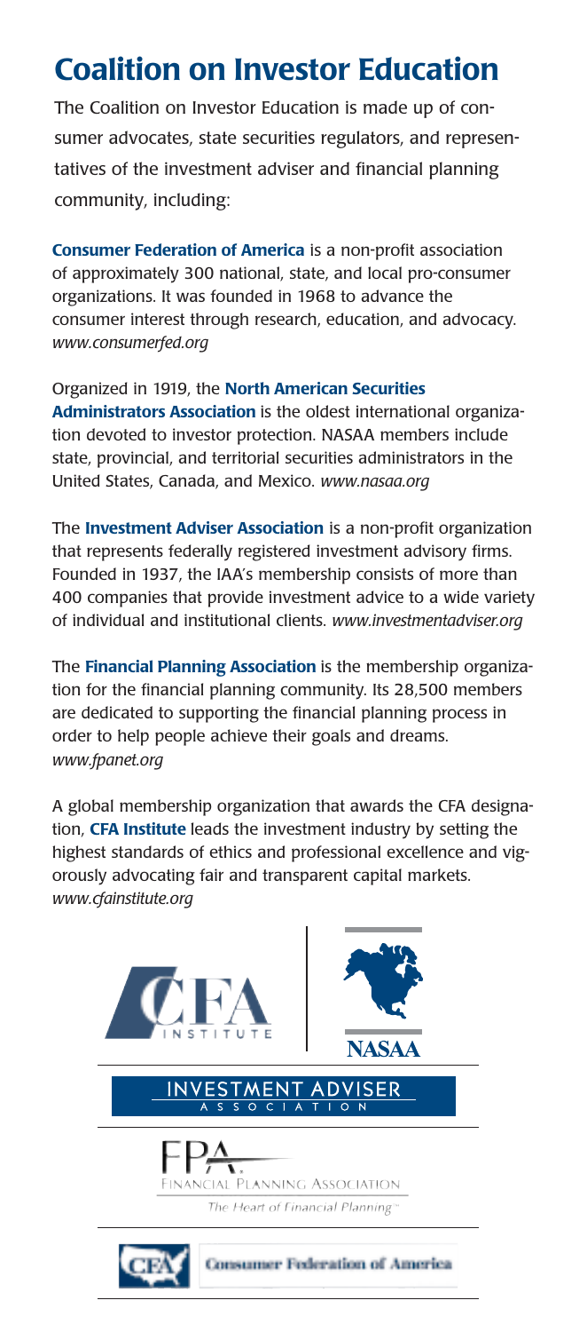# Coalition on Investor Education

The Coalition on Investor Education is made up of consumer advocates, state securities regulators, and representatives of the investment adviser and financial planning community, including:

**Consumer Federation of America** is a non-profit association of approximately 300 national, state, and local pro-consumer organizations. It was founded in 1968 to advance the consumer interest through research, education, and advocacy. *www.consumerfed.org*

Organized in 1919, the **North American Securities Administrators Association** is the oldest international organization devoted to investor protection. NASAA members include state, provincial, and territorial securities administrators in the United States, Canada, and Mexico. *www.nasaa.org*

The **Investment Adviser Association** is a non-profit organization that represents federally registered investment advisory firms. Founded in 1937, the IAA's membership consists of more than 400 companies that provide investment advice to a wide variety of individual and institutional clients. *www.investmentadviser.org*

The **Financial Planning Association** is the membership organization for the financial planning community. Its 28,500 members are dedicated to supporting the financial planning process in order to help people achieve their goals and dreams. *www.fpanet.org*

A global membership organization that awards the CFA designation, **CFA Institute** leads the investment industry by setting the highest standards of ethics and professional excellence and vigorously advocating fair and transparent capital markets. *www.cfainstitute.org*

CFA INSTITUTE

NASAA

INVESTMENT ADVISER ASSOCIATION

FPA FINANCIAL PLANNING ASSOCIATION
*The Heart of Financial Planning*

CFA Consumer Federation of America